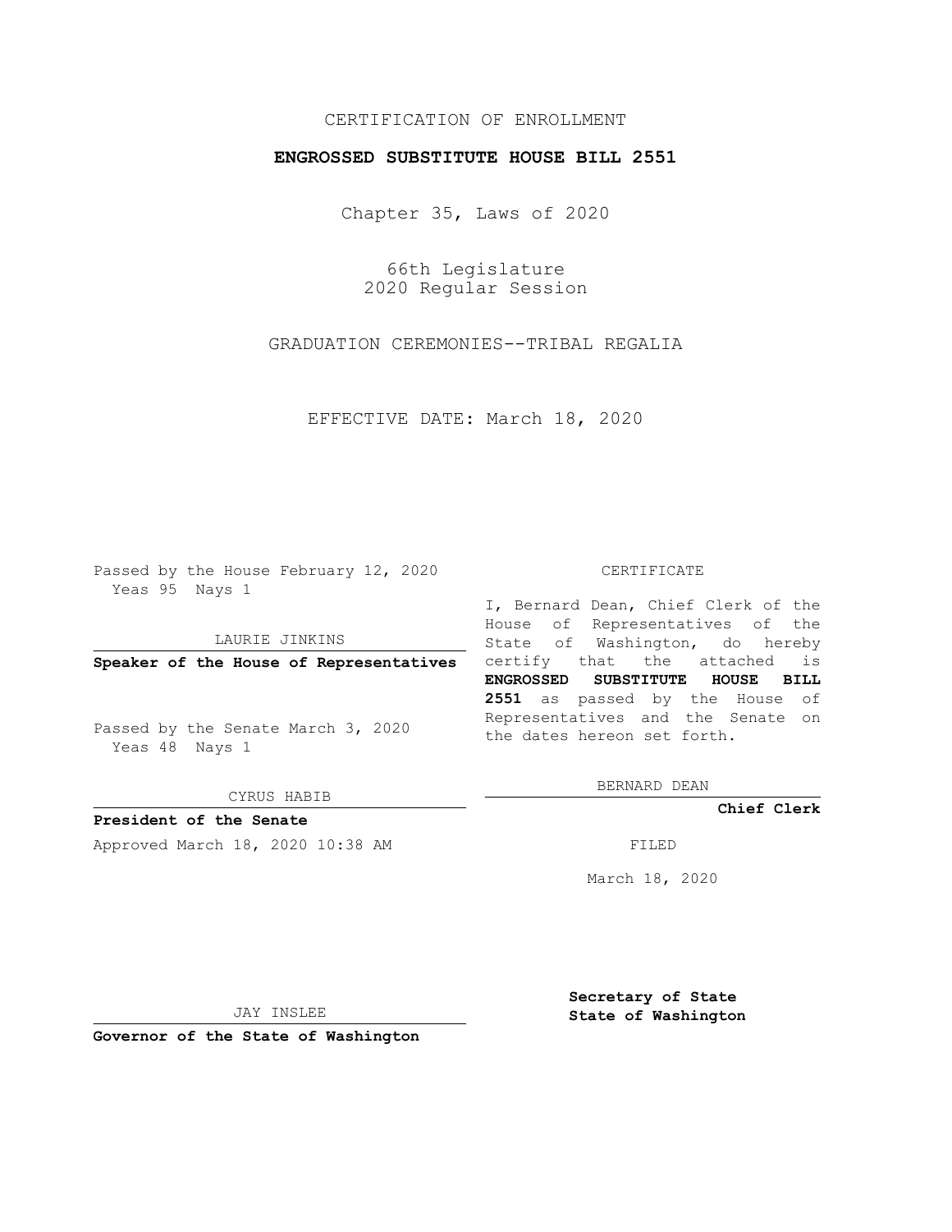CERTIFICATION OF ENROLLMENT

**ENGROSSED SUBSTITUTE HOUSE BILL 2551**

Chapter 35, Laws of 2020

66th Legislature
2020 Regular Session

GRADUATION CEREMONIES--TRIBAL REGALIA

EFFECTIVE DATE: March 18, 2020

Passed by the House February 12, 2020
Yeas 95 Nays 1

LAURIE JINKINS

**Speaker of the House of Representatives**

Passed by the Senate March 3, 2020
Yeas 48 Nays 1

CYRUS HABIB

**President of the Senate**

Approved March 18, 2020 10:38 AM

JAY INSLEE

**Governor of the State of Washington**

CERTIFICATE

I, Bernard Dean, Chief Clerk of the House of Representatives of the State of Washington, do hereby certify that the attached is **ENGROSSED SUBSTITUTE HOUSE BILL 2551** as passed by the House of Representatives and the Senate on the dates hereon set forth.

BERNARD DEAN

**Chief Clerk**

FILED

March 18, 2020

**Secretary of State**
**State of Washington**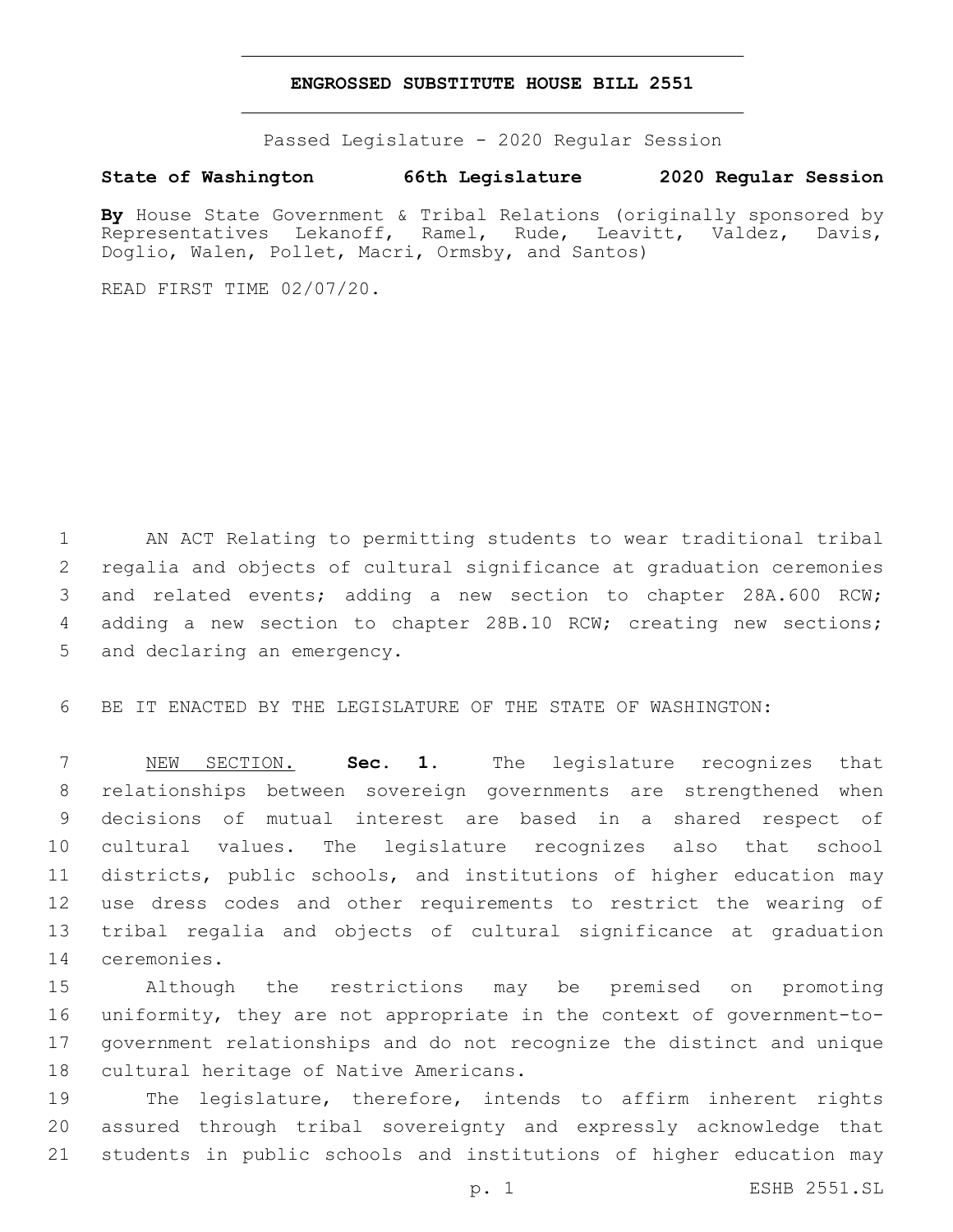**ENGROSSED SUBSTITUTE HOUSE BILL 2551**

Passed Legislature - 2020 Regular Session

**State of Washington 66th Legislature 2020 Regular Session**

**By** House State Government & Tribal Relations (originally sponsored by Representatives Lekanoff, Ramel, Rude, Leavitt, Valdez, Davis, Doglio, Walen, Pollet, Macri, Ormsby, and Santos)

READ FIRST TIME 02/07/20.

AN ACT Relating to permitting students to wear traditional tribal regalia and objects of cultural significance at graduation ceremonies and related events; adding a new section to chapter 28A.600 RCW; adding a new section to chapter 28B.10 RCW; creating new sections; and declaring an emergency.

BE IT ENACTED BY THE LEGISLATURE OF THE STATE OF WASHINGTON:

NEW SECTION. **Sec. 1.** The legislature recognizes that relationships between sovereign governments are strengthened when decisions of mutual interest are based in a shared respect of cultural values. The legislature recognizes also that school districts, public schools, and institutions of higher education may use dress codes and other requirements to restrict the wearing of tribal regalia and objects of cultural significance at graduation ceremonies.

Although the restrictions may be premised on promoting uniformity, they are not appropriate in the context of government-to-government relationships and do not recognize the distinct and unique cultural heritage of Native Americans.

The legislature, therefore, intends to affirm inherent rights assured through tribal sovereignty and expressly acknowledge that students in public schools and institutions of higher education may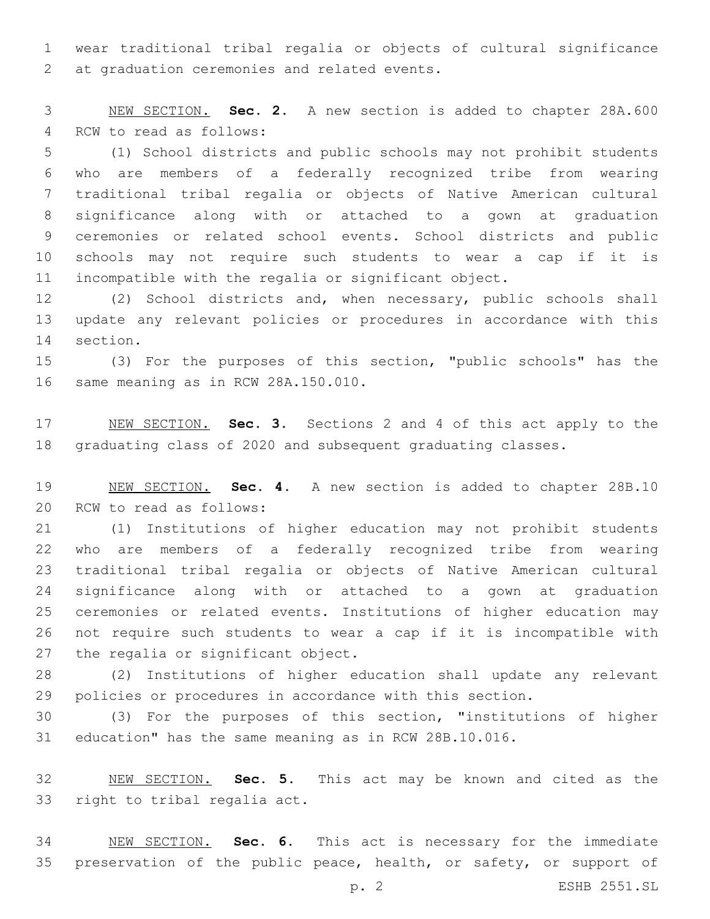wear traditional tribal regalia or objects of cultural significance at graduation ceremonies and related events.

NEW SECTION. **Sec. 2.** A new section is added to chapter 28A.600 RCW to read as follows:

(1) School districts and public schools may not prohibit students who are members of a federally recognized tribe from wearing traditional tribal regalia or objects of Native American cultural significance along with or attached to a gown at graduation ceremonies or related school events. School districts and public schools may not require such students to wear a cap if it is incompatible with the regalia or significant object.

(2) School districts and, when necessary, public schools shall update any relevant policies or procedures in accordance with this section.

(3) For the purposes of this section, "public schools" has the same meaning as in RCW 28A.150.010.

NEW SECTION. **Sec. 3.** Sections 2 and 4 of this act apply to the graduating class of 2020 and subsequent graduating classes.

NEW SECTION. **Sec. 4.** A new section is added to chapter 28B.10 RCW to read as follows:

(1) Institutions of higher education may not prohibit students who are members of a federally recognized tribe from wearing traditional tribal regalia or objects of Native American cultural significance along with or attached to a gown at graduation ceremonies or related events. Institutions of higher education may not require such students to wear a cap if it is incompatible with the regalia or significant object.

(2) Institutions of higher education shall update any relevant policies or procedures in accordance with this section.

(3) For the purposes of this section, "institutions of higher education" has the same meaning as in RCW 28B.10.016.

NEW SECTION. **Sec. 5.** This act may be known and cited as the right to tribal regalia act.

NEW SECTION. **Sec. 6.** This act is necessary for the immediate preservation of the public peace, health, or safety, or support of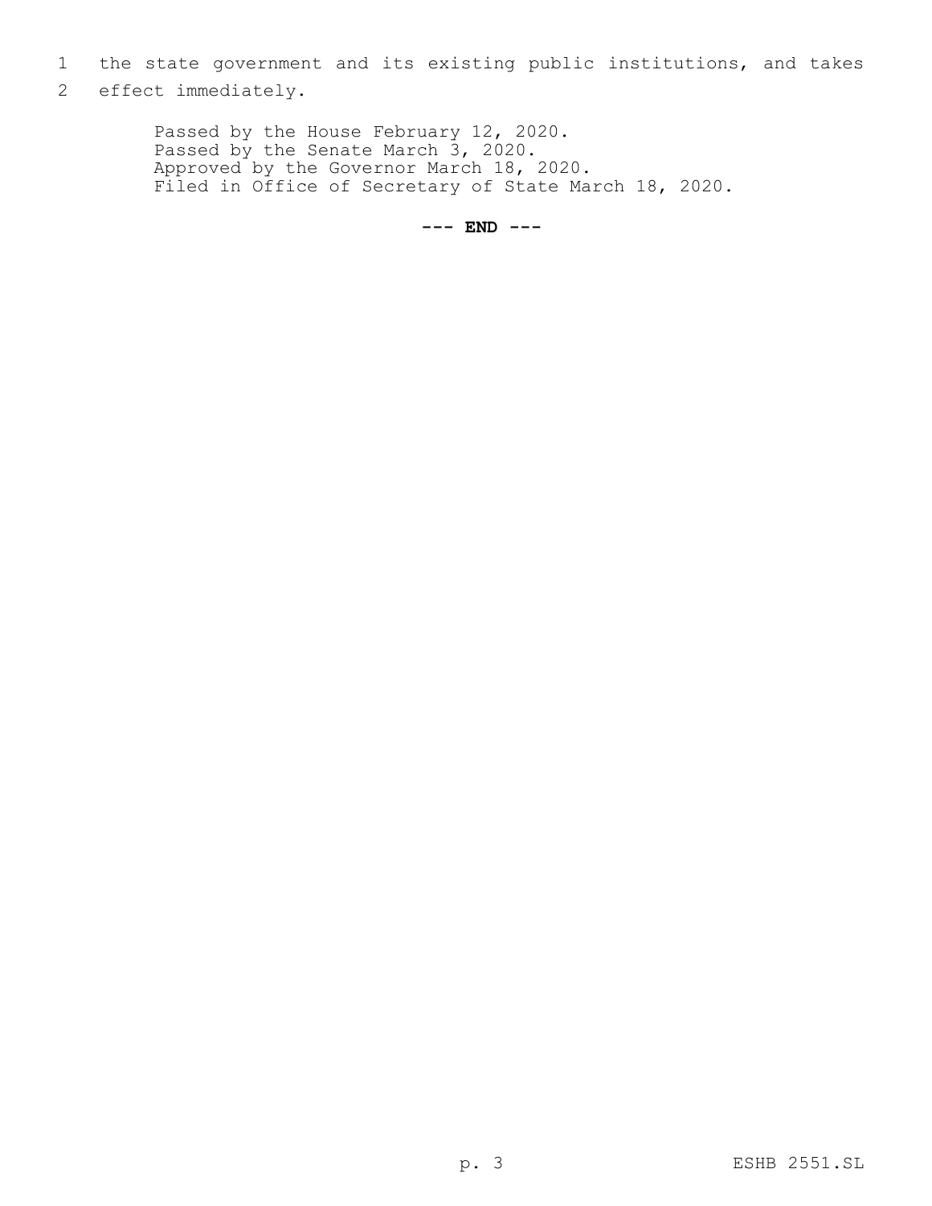the state government and its existing public institutions, and takes effect immediately.

Passed by the House February 12, 2020.
Passed by the Senate March 3, 2020.
Approved by the Governor March 18, 2020.
Filed in Office of Secretary of State March 18, 2020.

**--- END ---**